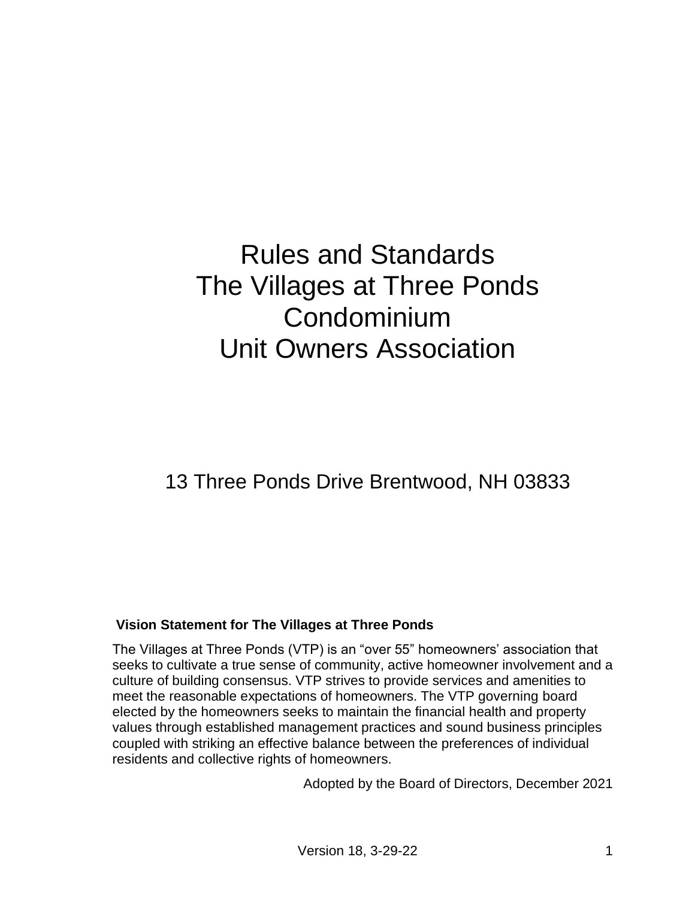# Rules and Standards
# The Villages at Three Ponds
# Condominium
# Unit Owners Association

13 Three Ponds Drive Brentwood, NH 03833

**Vision Statement for The Villages at Three Ponds**

The Villages at Three Ponds (VTP) is an "over 55" homeowners' association that seeks to cultivate a true sense of community, active homeowner involvement and a culture of building consensus. VTP strives to provide services and amenities to meet the reasonable expectations of homeowners. The VTP governing board elected by the homeowners seeks to maintain the financial health and property values through established management practices and sound business principles coupled with striking an effective balance between the preferences of individual residents and collective rights of homeowners.

Adopted by the Board of Directors, December 2021

Version 18, 3-29-22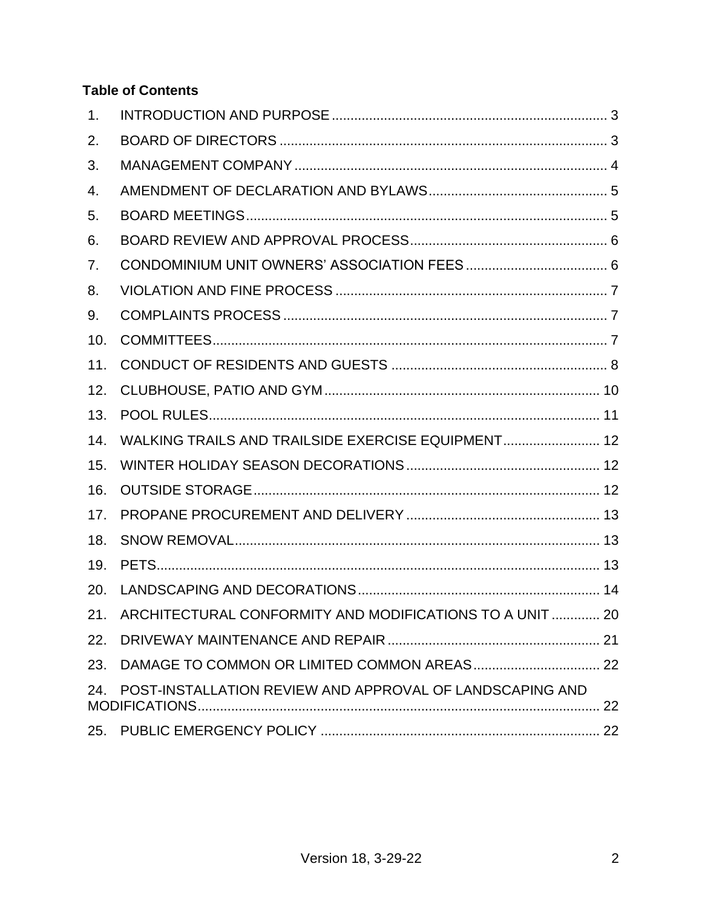**Table of Contents**

1. INTRODUCTION AND PURPOSE .......... 3
2. BOARD OF DIRECTORS .......... 3
3. MANAGEMENT COMPANY .......... 4
4. AMENDMENT OF DECLARATION AND BYLAWS .......... 5
5. BOARD MEETINGS .......... 5
6. BOARD REVIEW AND APPROVAL PROCESS .......... 6
7. CONDOMINIUM UNIT OWNERS' ASSOCIATION FEES .......... 6
8. VIOLATION AND FINE PROCESS .......... 7
9. COMPLAINTS PROCESS .......... 7
10. COMMITTEES .......... 7
11. CONDUCT OF RESIDENTS AND GUESTS .......... 8
12. CLUBHOUSE, PATIO AND GYM .......... 10
13. POOL RULES .......... 11
14. WALKING TRAILS AND TRAILSIDE EXERCISE EQUIPMENT .......... 12
15. WINTER HOLIDAY SEASON DECORATIONS .......... 12
16. OUTSIDE STORAGE .......... 12
17. PROPANE PROCUREMENT AND DELIVERY .......... 13
18. SNOW REMOVAL .......... 13
19. PETS .......... 13
20. LANDSCAPING AND DECORATIONS .......... 14
21. ARCHITECTURAL CONFORMITY AND MODIFICATIONS TO A UNIT .......... 20
22. DRIVEWAY MAINTENANCE AND REPAIR .......... 21
23. DAMAGE TO COMMON OR LIMITED COMMON AREAS .......... 22
24. POST-INSTALLATION REVIEW AND APPROVAL OF LANDSCAPING AND MODIFICATIONS .......... 22
25. PUBLIC EMERGENCY POLICY .......... 22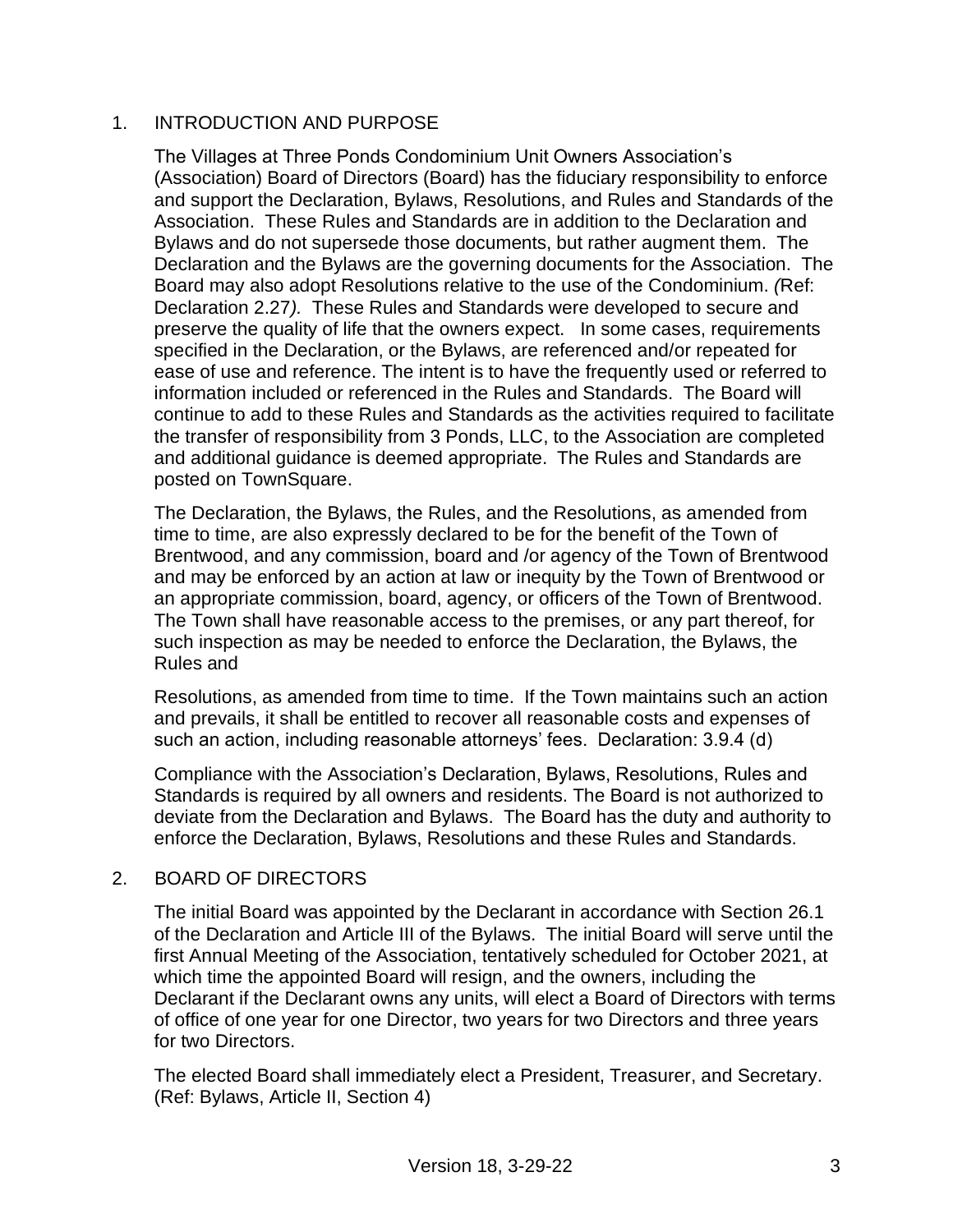## 1. INTRODUCTION AND PURPOSE

The Villages at Three Ponds Condominium Unit Owners Association's (Association) Board of Directors (Board) has the fiduciary responsibility to enforce and support the Declaration, Bylaws, Resolutions, and Rules and Standards of the Association. These Rules and Standards are in addition to the Declaration and Bylaws and do not supersede those documents, but rather augment them. The Declaration and the Bylaws are the governing documents for the Association. The Board may also adopt Resolutions relative to the use of the Condominium. *(*Ref: Declaration 2.27*).* These Rules and Standards were developed to secure and preserve the quality of life that the owners expect. In some cases, requirements specified in the Declaration, or the Bylaws, are referenced and/or repeated for ease of use and reference. The intent is to have the frequently used or referred to information included or referenced in the Rules and Standards. The Board will continue to add to these Rules and Standards as the activities required to facilitate the transfer of responsibility from 3 Ponds, LLC, to the Association are completed and additional guidance is deemed appropriate. The Rules and Standards are posted on TownSquare.

The Declaration, the Bylaws, the Rules, and the Resolutions, as amended from time to time, are also expressly declared to be for the benefit of the Town of Brentwood, and any commission, board and /or agency of the Town of Brentwood and may be enforced by an action at law or inequity by the Town of Brentwood or an appropriate commission, board, agency, or officers of the Town of Brentwood. The Town shall have reasonable access to the premises, or any part thereof, for such inspection as may be needed to enforce the Declaration, the Bylaws, the Rules and

Resolutions, as amended from time to time. If the Town maintains such an action and prevails, it shall be entitled to recover all reasonable costs and expenses of such an action, including reasonable attorneys' fees. Declaration: 3.9.4 (d)

Compliance with the Association's Declaration, Bylaws, Resolutions, Rules and Standards is required by all owners and residents. The Board is not authorized to deviate from the Declaration and Bylaws. The Board has the duty and authority to enforce the Declaration, Bylaws, Resolutions and these Rules and Standards.

## 2. BOARD OF DIRECTORS

The initial Board was appointed by the Declarant in accordance with Section 26.1 of the Declaration and Article III of the Bylaws. The initial Board will serve until the first Annual Meeting of the Association, tentatively scheduled for October 2021, at which time the appointed Board will resign, and the owners, including the Declarant if the Declarant owns any units, will elect a Board of Directors with terms of office of one year for one Director, two years for two Directors and three years for two Directors.

The elected Board shall immediately elect a President, Treasurer, and Secretary. (Ref: Bylaws, Article II, Section 4)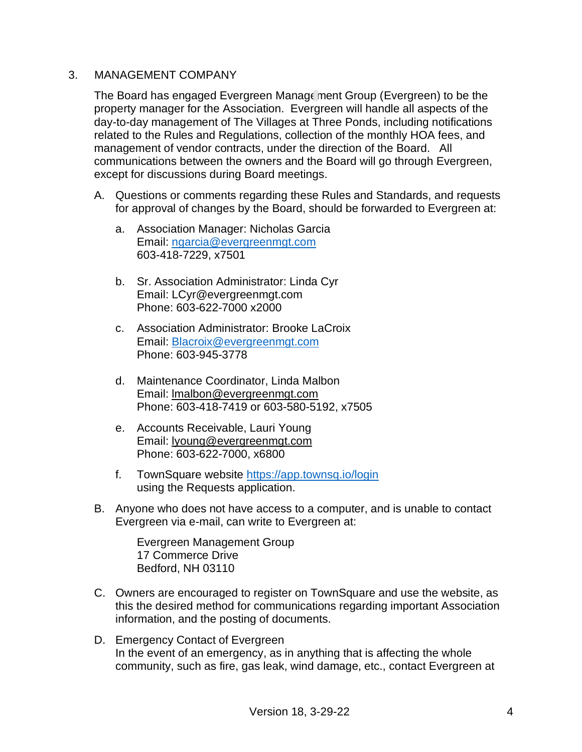## 3. MANAGEMENT COMPANY

The Board has engaged Evergreen Management Group (Evergreen) to be the property manager for the Association. Evergreen will handle all aspects of the day-to-day management of The Villages at Three Ponds, including notifications related to the Rules and Regulations, collection of the monthly HOA fees, and management of vendor contracts, under the direction of the Board. All communications between the owners and the Board will go through Evergreen, except for discussions during Board meetings.

A. Questions or comments regarding these Rules and Standards, and requests for approval of changes by the Board, should be forwarded to Evergreen at:

   a. Association Manager: Nicholas Garcia
      Email: ngarcia@evergreenmgt.com
      603-418-7229, x7501

   b. Sr. Association Administrator: Linda Cyr
      Email: LCyr@evergreenmgt.com
      Phone: 603-622-7000 x2000

   c. Association Administrator: Brooke LaCroix
      Email: Blacroix@evergreenmgt.com
      Phone: 603-945-3778

   d. Maintenance Coordinator, Linda Malbon
      Email: lmalbon@evergreenmgt.com
      Phone: 603-418-7419 or 603-580-5192, x7505

   e. Accounts Receivable, Lauri Young
      Email: lyoung@evergreenmgt.com
      Phone: 603-622-7000, x6800

   f. TownSquare website https://app.townsq.io/login
      using the Requests application.

B. Anyone who does not have access to a computer, and is unable to contact Evergreen via e-mail, can write to Evergreen at:

   Evergreen Management Group
   17 Commerce Drive
   Bedford, NH 03110

C. Owners are encouraged to register on TownSquare and use the website, as this the desired method for communications regarding important Association information, and the posting of documents.

D. Emergency Contact of Evergreen
   In the event of an emergency, as in anything that is affecting the whole community, such as fire, gas leak, wind damage, etc., contact Evergreen at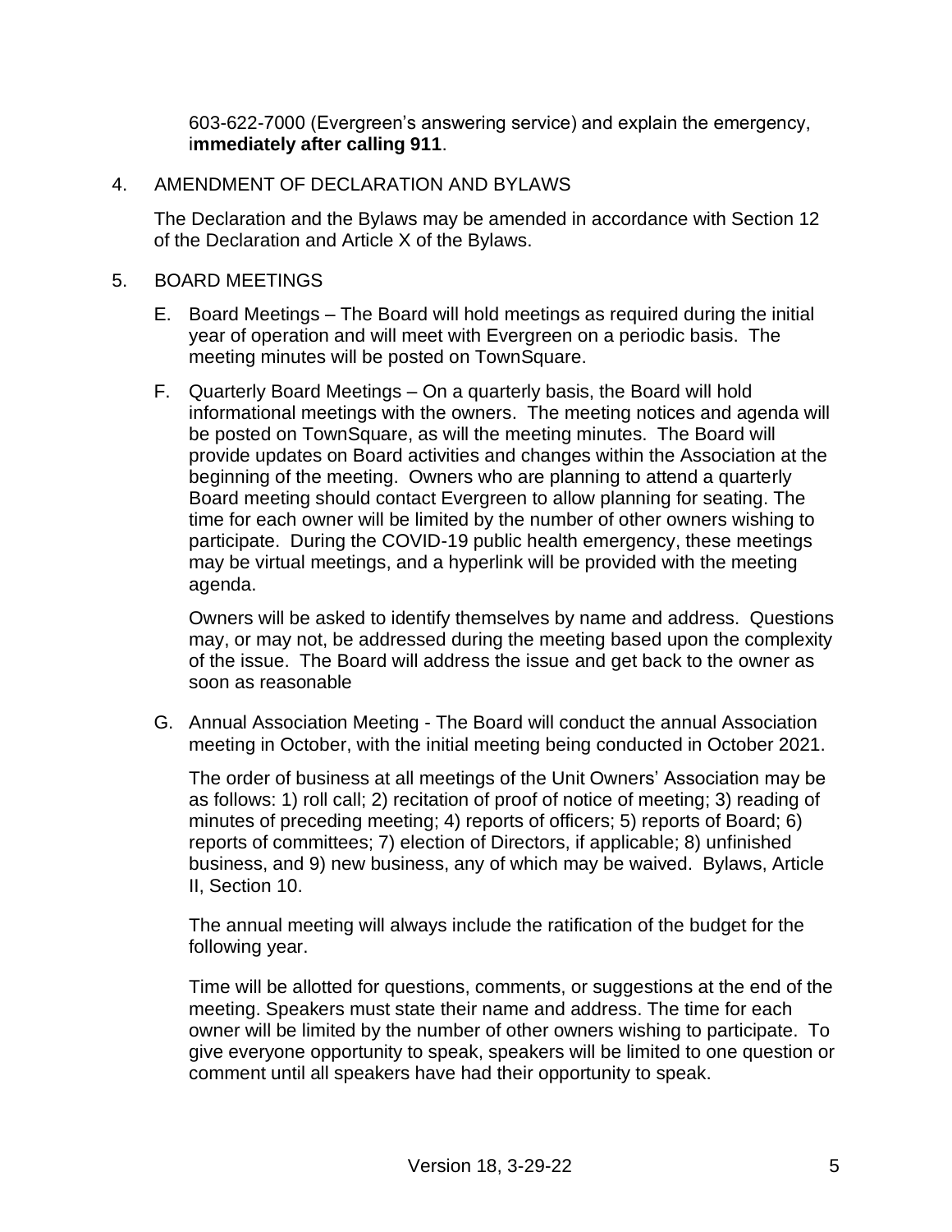603-622-7000 (Evergreen's answering service) and explain the emergency, i**mmediately after calling 911**.

## 4. AMENDMENT OF DECLARATION AND BYLAWS

The Declaration and the Bylaws may be amended in accordance with Section 12 of the Declaration and Article X of the Bylaws.

## 5. BOARD MEETINGS

E. Board Meetings – The Board will hold meetings as required during the initial year of operation and will meet with Evergreen on a periodic basis. The meeting minutes will be posted on TownSquare.

F. Quarterly Board Meetings – On a quarterly basis, the Board will hold informational meetings with the owners. The meeting notices and agenda will be posted on TownSquare, as will the meeting minutes. The Board will provide updates on Board activities and changes within the Association at the beginning of the meeting. Owners who are planning to attend a quarterly Board meeting should contact Evergreen to allow planning for seating. The time for each owner will be limited by the number of other owners wishing to participate. During the COVID-19 public health emergency, these meetings may be virtual meetings, and a hyperlink will be provided with the meeting agenda.

   Owners will be asked to identify themselves by name and address. Questions may, or may not, be addressed during the meeting based upon the complexity of the issue. The Board will address the issue and get back to the owner as soon as reasonable

G. Annual Association Meeting - The Board will conduct the annual Association meeting in October, with the initial meeting being conducted in October 2021.

   The order of business at all meetings of the Unit Owners' Association may be as follows: 1) roll call; 2) recitation of proof of notice of meeting; 3) reading of minutes of preceding meeting; 4) reports of officers; 5) reports of Board; 6) reports of committees; 7) election of Directors, if applicable; 8) unfinished business, and 9) new business, any of which may be waived. Bylaws, Article II, Section 10.

   The annual meeting will always include the ratification of the budget for the following year.

   Time will be allotted for questions, comments, or suggestions at the end of the meeting. Speakers must state their name and address. The time for each owner will be limited by the number of other owners wishing to participate. To give everyone opportunity to speak, speakers will be limited to one question or comment until all speakers have had their opportunity to speak.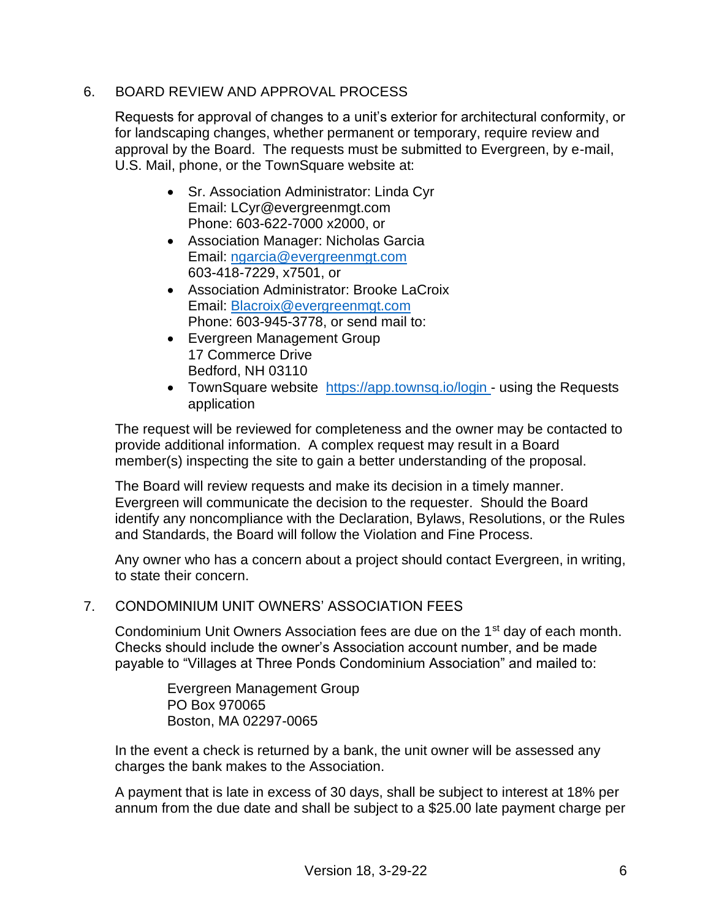## 6. BOARD REVIEW AND APPROVAL PROCESS

Requests for approval of changes to a unit's exterior for architectural conformity, or for landscaping changes, whether permanent or temporary, require review and approval by the Board. The requests must be submitted to Evergreen, by e-mail, U.S. Mail, phone, or the TownSquare website at:

- Sr. Association Administrator: Linda Cyr
  Email: LCyr@evergreenmgt.com
  Phone: 603-622-7000 x2000, or
- Association Manager: Nicholas Garcia
  Email: [ngarcia@evergreenmgt.com](mailto:ngarcia@evergreenmgt.com)
  603-418-7229, x7501, or
- Association Administrator: Brooke LaCroix
  Email: [Blacroix@evergreenmgt.com](mailto:Blacroix@evergreenmgt.com)
  Phone: 603-945-3778, or send mail to:
- Evergreen Management Group
  17 Commerce Drive
  Bedford, NH 03110
- TownSquare website [https://app.townsq.io/login](https://app.townsq.io/login) - using the Requests application

The request will be reviewed for completeness and the owner may be contacted to provide additional information. A complex request may result in a Board member(s) inspecting the site to gain a better understanding of the proposal.

The Board will review requests and make its decision in a timely manner. Evergreen will communicate the decision to the requester. Should the Board identify any noncompliance with the Declaration, Bylaws, Resolutions, or the Rules and Standards, the Board will follow the Violation and Fine Process.

Any owner who has a concern about a project should contact Evergreen, in writing, to state their concern.

## 7. CONDOMINIUM UNIT OWNERS' ASSOCIATION FEES

Condominium Unit Owners Association fees are due on the 1st day of each month. Checks should include the owner's Association account number, and be made payable to "Villages at Three Ponds Condominium Association" and mailed to:

Evergreen Management Group
PO Box 970065
Boston, MA 02297-0065

In the event a check is returned by a bank, the unit owner will be assessed any charges the bank makes to the Association.

A payment that is late in excess of 30 days, shall be subject to interest at 18% per annum from the due date and shall be subject to a $25.00 late payment charge per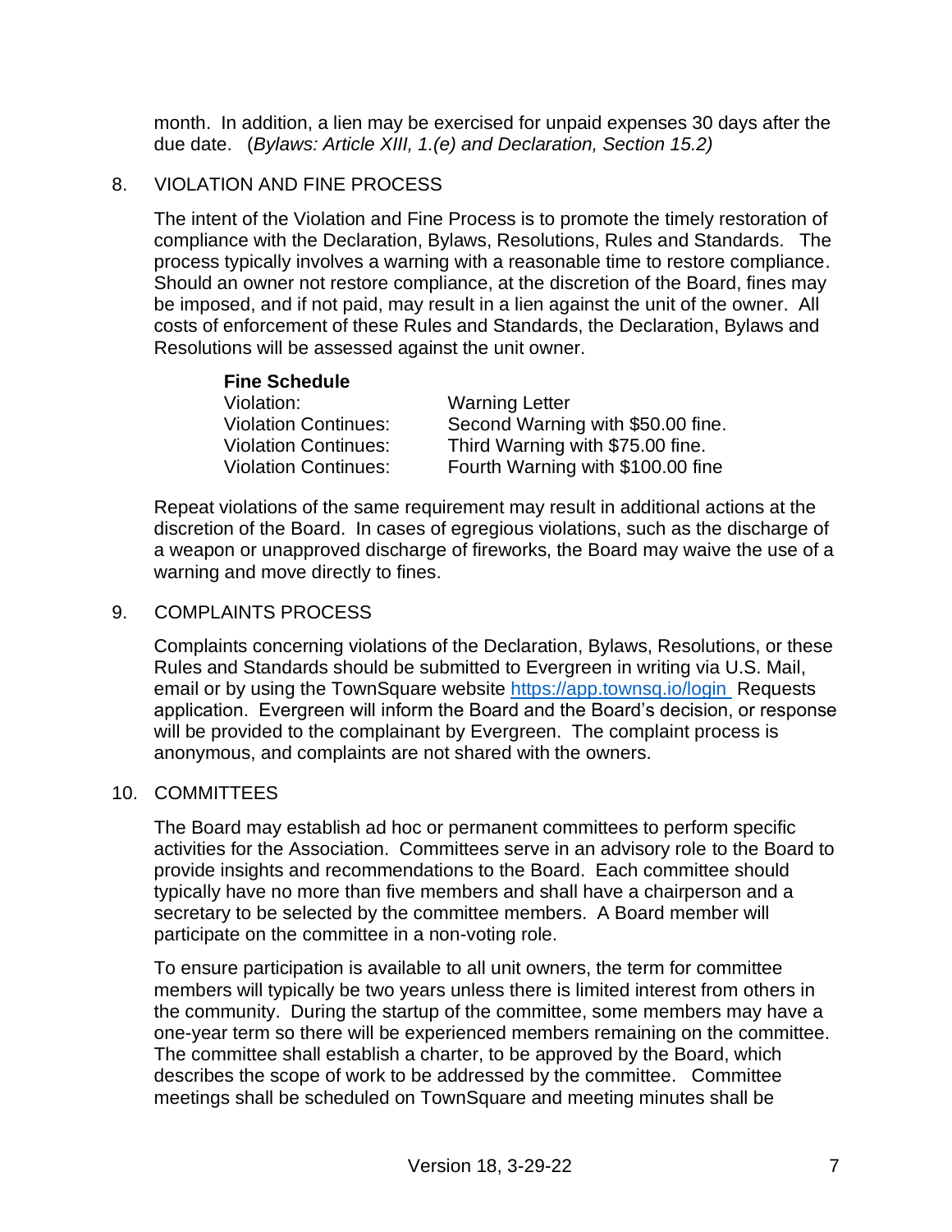month. In addition, a lien may be exercised for unpaid expenses 30 days after the due date. (*Bylaws: Article XIII, 1.(e) and Declaration, Section 15.2)*

8. VIOLATION AND FINE PROCESS

The intent of the Violation and Fine Process is to promote the timely restoration of compliance with the Declaration, Bylaws, Resolutions, Rules and Standards. The process typically involves a warning with a reasonable time to restore compliance. Should an owner not restore compliance, at the discretion of the Board, fines may be imposed, and if not paid, may result in a lien against the unit of the owner. All costs of enforcement of these Rules and Standards, the Declaration, Bylaws and Resolutions will be assessed against the unit owner.

**Fine Schedule**

| | |
|---|---|
| Violation: | Warning Letter |
| Violation Continues: | Second Warning with $50.00 fine. |
| Violation Continues: | Third Warning with $75.00 fine. |
| Violation Continues: | Fourth Warning with $100.00 fine |

Repeat violations of the same requirement may result in additional actions at the discretion of the Board. In cases of egregious violations, such as the discharge of a weapon or unapproved discharge of fireworks, the Board may waive the use of a warning and move directly to fines.

9. COMPLAINTS PROCESS

Complaints concerning violations of the Declaration, Bylaws, Resolutions, or these Rules and Standards should be submitted to Evergreen in writing via U.S. Mail, email or by using the TownSquare website https://app.townsq.io/login Requests application. Evergreen will inform the Board and the Board's decision, or response will be provided to the complainant by Evergreen. The complaint process is anonymous, and complaints are not shared with the owners.

10. COMMITTEES

The Board may establish ad hoc or permanent committees to perform specific activities for the Association. Committees serve in an advisory role to the Board to provide insights and recommendations to the Board. Each committee should typically have no more than five members and shall have a chairperson and a secretary to be selected by the committee members. A Board member will participate on the committee in a non-voting role.

To ensure participation is available to all unit owners, the term for committee members will typically be two years unless there is limited interest from others in the community. During the startup of the committee, some members may have a one-year term so there will be experienced members remaining on the committee. The committee shall establish a charter, to be approved by the Board, which describes the scope of work to be addressed by the committee. Committee meetings shall be scheduled on TownSquare and meeting minutes shall be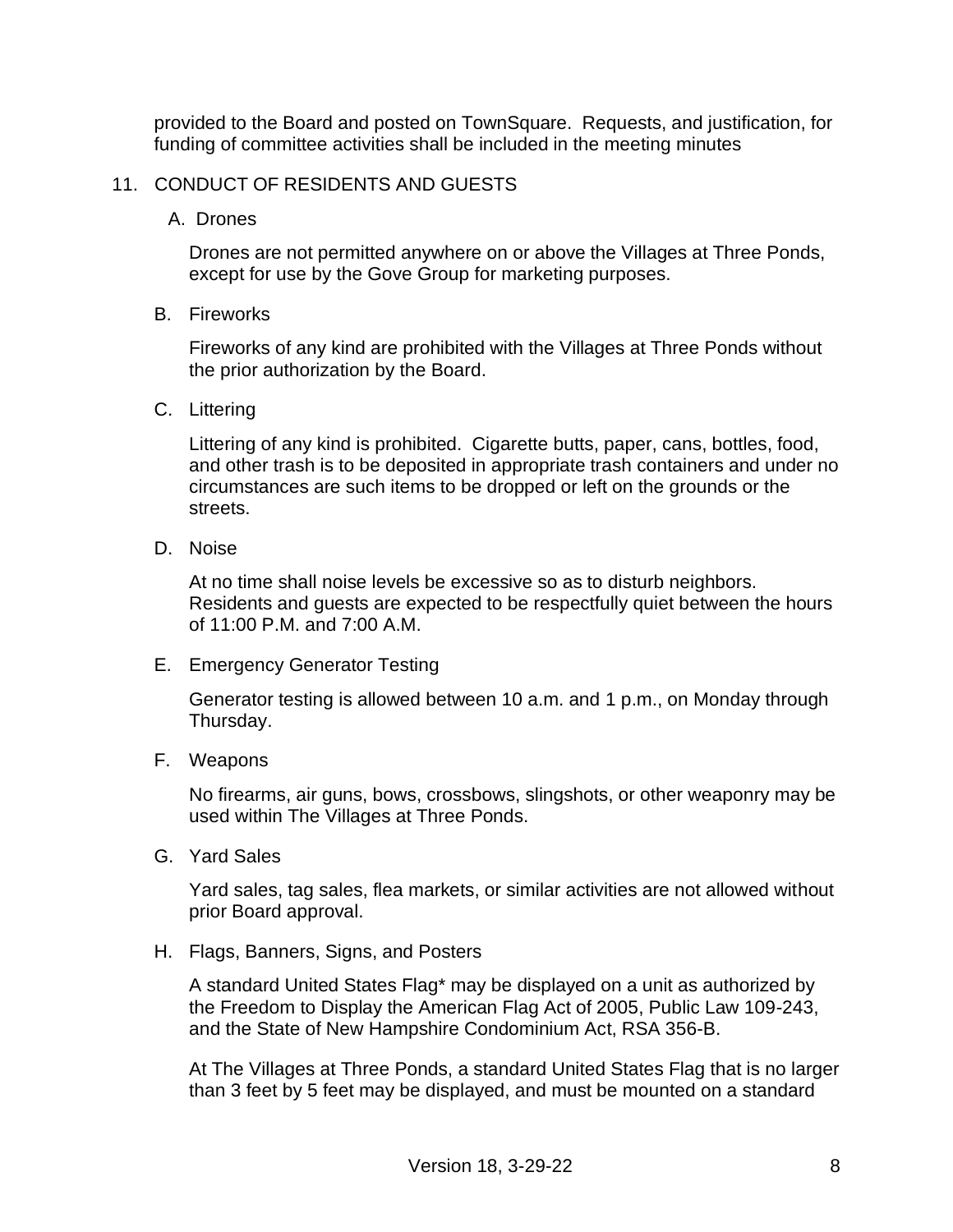provided to the Board and posted on TownSquare. Requests, and justification, for funding of committee activities shall be included in the meeting minutes

## 11. CONDUCT OF RESIDENTS AND GUESTS

### A. Drones

Drones are not permitted anywhere on or above the Villages at Three Ponds, except for use by the Gove Group for marketing purposes.

### B. Fireworks

Fireworks of any kind are prohibited with the Villages at Three Ponds without the prior authorization by the Board.

### C. Littering

Littering of any kind is prohibited. Cigarette butts, paper, cans, bottles, food, and other trash is to be deposited in appropriate trash containers and under no circumstances are such items to be dropped or left on the grounds or the streets.

### D. Noise

At no time shall noise levels be excessive so as to disturb neighbors. Residents and guests are expected to be respectfully quiet between the hours of 11:00 P.M. and 7:00 A.M.

### E. Emergency Generator Testing

Generator testing is allowed between 10 a.m. and 1 p.m., on Monday through Thursday.

### F. Weapons

No firearms, air guns, bows, crossbows, slingshots, or other weaponry may be used within The Villages at Three Ponds.

### G. Yard Sales

Yard sales, tag sales, flea markets, or similar activities are not allowed without prior Board approval.

### H. Flags, Banners, Signs, and Posters

A standard United States Flag* may be displayed on a unit as authorized by the Freedom to Display the American Flag Act of 2005, Public Law 109-243, and the State of New Hampshire Condominium Act, RSA 356-B.

At The Villages at Three Ponds, a standard United States Flag that is no larger than 3 feet by 5 feet may be displayed, and must be mounted on a standard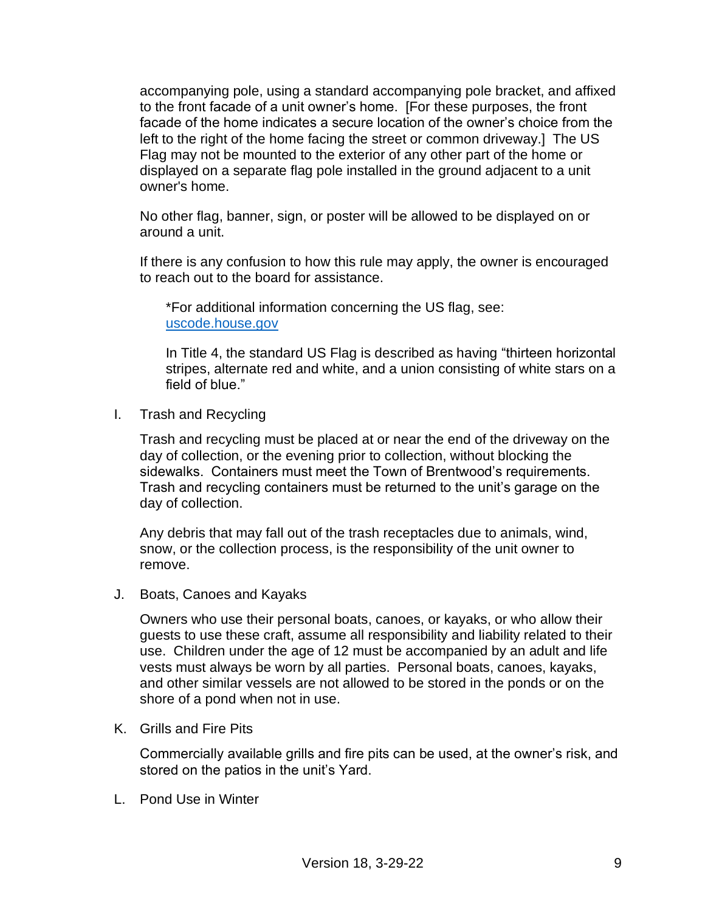accompanying pole, using a standard accompanying pole bracket, and affixed to the front facade of a unit owner's home. [For these purposes, the front facade of the home indicates a secure location of the owner's choice from the left to the right of the home facing the street or common driveway.] The US Flag may not be mounted to the exterior of any other part of the home or displayed on a separate flag pole installed in the ground adjacent to a unit owner's home.

No other flag, banner, sign, or poster will be allowed to be displayed on or around a unit.

If there is any confusion to how this rule may apply, the owner is encouraged to reach out to the board for assistance.

> *For additional information concerning the US flag, see: [uscode.house.gov](uscode.house.gov)
>
> In Title 4, the standard US Flag is described as having "thirteen horizontal stripes, alternate red and white, and a union consisting of white stars on a field of blue."

I. Trash and Recycling

Trash and recycling must be placed at or near the end of the driveway on the day of collection, or the evening prior to collection, without blocking the sidewalks. Containers must meet the Town of Brentwood's requirements. Trash and recycling containers must be returned to the unit's garage on the day of collection.

Any debris that may fall out of the trash receptacles due to animals, wind, snow, or the collection process, is the responsibility of the unit owner to remove.

J. Boats, Canoes and Kayaks

Owners who use their personal boats, canoes, or kayaks, or who allow their guests to use these craft, assume all responsibility and liability related to their use. Children under the age of 12 must be accompanied by an adult and life vests must always be worn by all parties. Personal boats, canoes, kayaks, and other similar vessels are not allowed to be stored in the ponds or on the shore of a pond when not in use.

K. Grills and Fire Pits

Commercially available grills and fire pits can be used, at the owner's risk, and stored on the patios in the unit's Yard.

L. Pond Use in Winter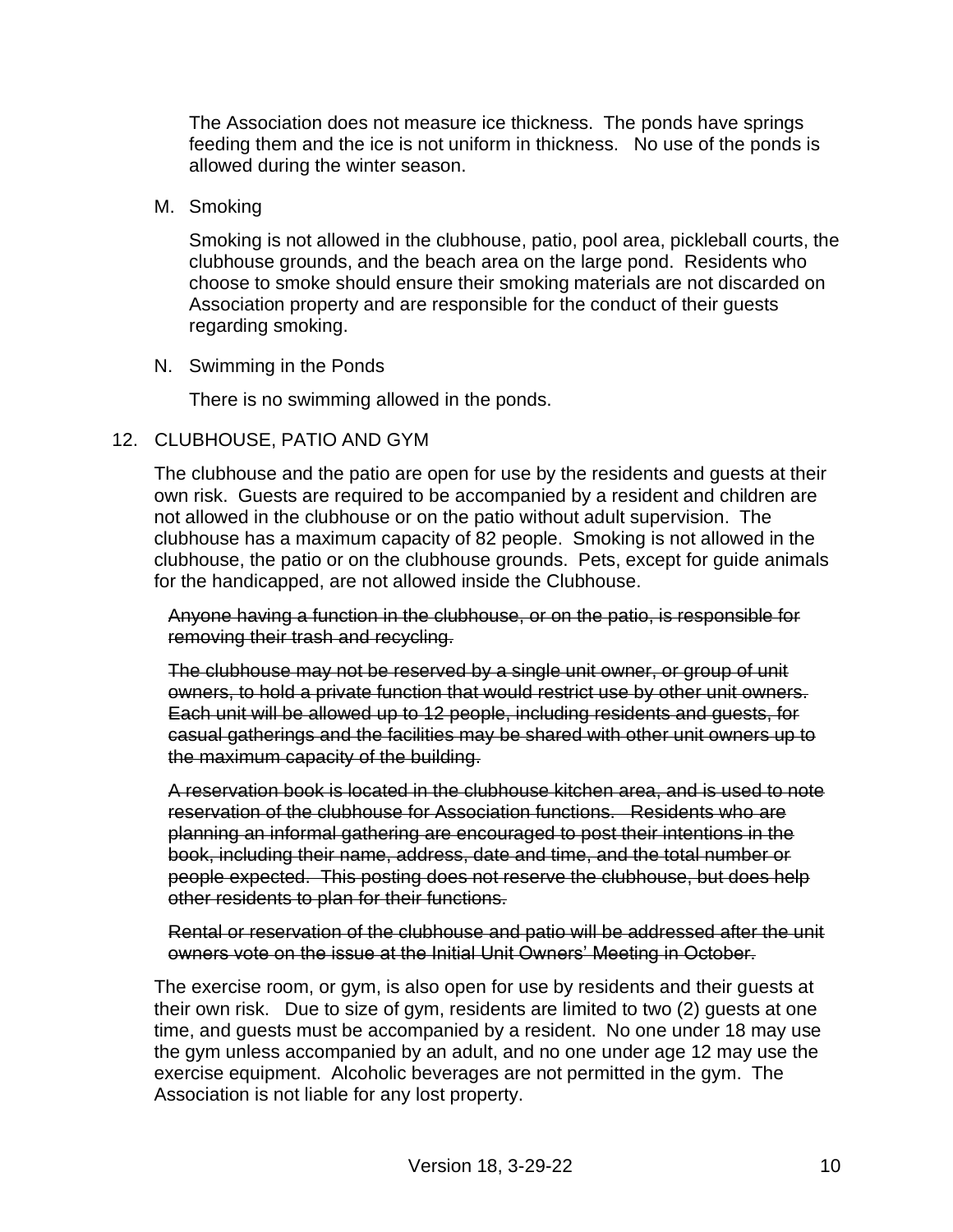The Association does not measure ice thickness. The ponds have springs feeding them and the ice is not uniform in thickness. No use of the ponds is allowed during the winter season.

M. Smoking

Smoking is not allowed in the clubhouse, patio, pool area, pickleball courts, the clubhouse grounds, and the beach area on the large pond. Residents who choose to smoke should ensure their smoking materials are not discarded on Association property and are responsible for the conduct of their guests regarding smoking.

N. Swimming in the Ponds

There is no swimming allowed in the ponds.

12. CLUBHOUSE, PATIO AND GYM

The clubhouse and the patio are open for use by the residents and guests at their own risk. Guests are required to be accompanied by a resident and children are not allowed in the clubhouse or on the patio without adult supervision. The clubhouse has a maximum capacity of 82 people. Smoking is not allowed in the clubhouse, the patio or on the clubhouse grounds. Pets, except for guide animals for the handicapped, are not allowed inside the Clubhouse.

~~Anyone having a function in the clubhouse, or on the patio, is responsible for removing their trash and recycling.~~

~~The clubhouse may not be reserved by a single unit owner, or group of unit owners, to hold a private function that would restrict use by other unit owners. Each unit will be allowed up to 12 people, including residents and guests, for casual gatherings and the facilities may be shared with other unit owners up to the maximum capacity of the building.~~

~~A reservation book is located in the clubhouse kitchen area, and is used to note reservation of the clubhouse for Association functions. Residents who are planning an informal gathering are encouraged to post their intentions in the book, including their name, address, date and time, and the total number or people expected. This posting does not reserve the clubhouse, but does help other residents to plan for their functions.~~

~~Rental or reservation of the clubhouse and patio will be addressed after the unit owners vote on the issue at the Initial Unit Owners' Meeting in October.~~

The exercise room, or gym, is also open for use by residents and their guests at their own risk. Due to size of gym, residents are limited to two (2) guests at one time, and guests must be accompanied by a resident. No one under 18 may use the gym unless accompanied by an adult, and no one under age 12 may use the exercise equipment. Alcoholic beverages are not permitted in the gym. The Association is not liable for any lost property.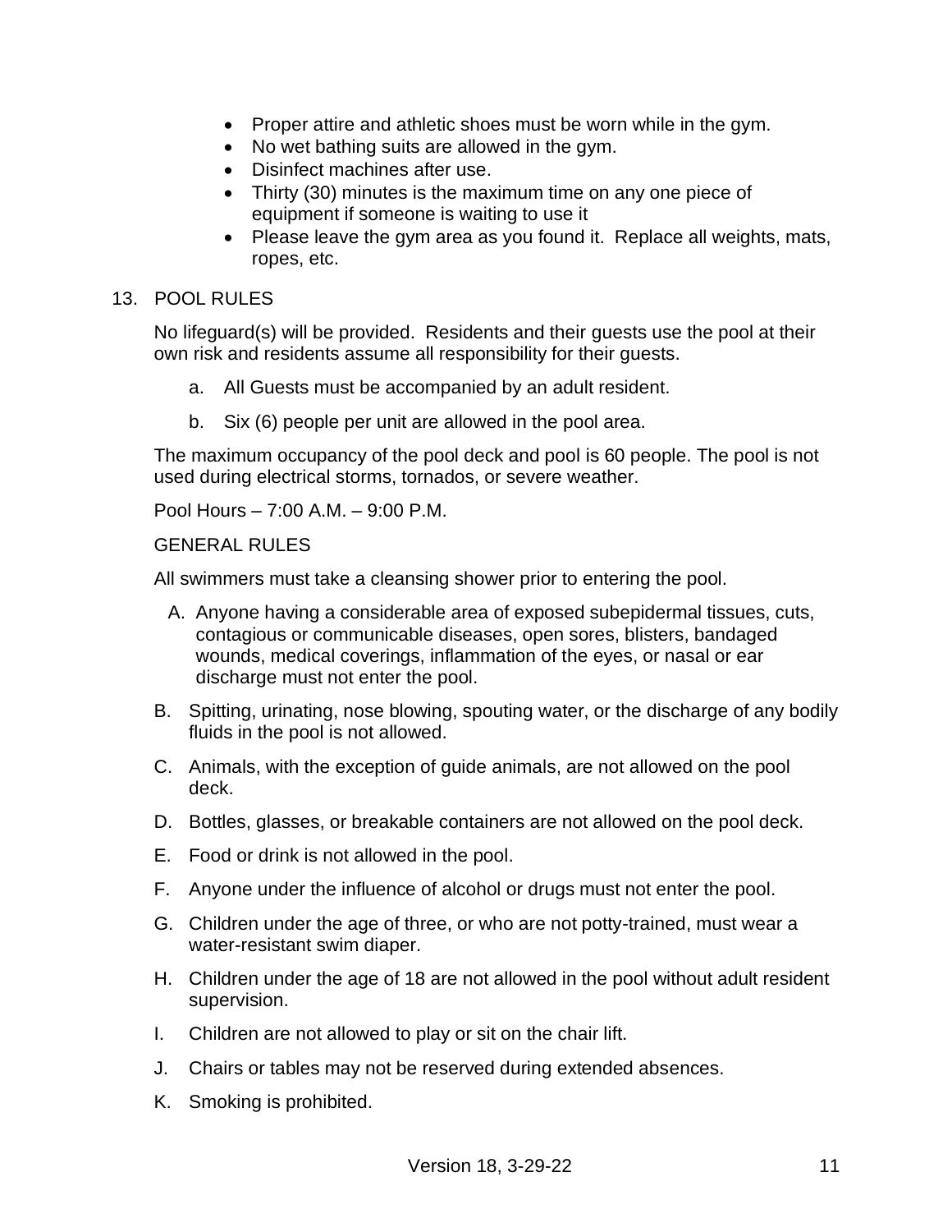- Proper attire and athletic shoes must be worn while in the gym.
- No wet bathing suits are allowed in the gym.
- Disinfect machines after use.
- Thirty (30) minutes is the maximum time on any one piece of equipment if someone is waiting to use it
- Please leave the gym area as you found it. Replace all weights, mats, ropes, etc.

## 13. POOL RULES

No lifeguard(s) will be provided. Residents and their guests use the pool at their own risk and residents assume all responsibility for their guests.

a. All Guests must be accompanied by an adult resident.

b. Six (6) people per unit are allowed in the pool area.

The maximum occupancy of the pool deck and pool is 60 people. The pool is not used during electrical storms, tornados, or severe weather.

Pool Hours – 7:00 A.M. – 9:00 P.M.

### GENERAL RULES

All swimmers must take a cleansing shower prior to entering the pool.

A. Anyone having a considerable area of exposed subepidermal tissues, cuts, contagious or communicable diseases, open sores, blisters, bandaged wounds, medical coverings, inflammation of the eyes, or nasal or ear discharge must not enter the pool.

B. Spitting, urinating, nose blowing, spouting water, or the discharge of any bodily fluids in the pool is not allowed.

C. Animals, with the exception of guide animals, are not allowed on the pool deck.

D. Bottles, glasses, or breakable containers are not allowed on the pool deck.

E. Food or drink is not allowed in the pool.

F. Anyone under the influence of alcohol or drugs must not enter the pool.

G. Children under the age of three, or who are not potty-trained, must wear a water-resistant swim diaper.

H. Children under the age of 18 are not allowed in the pool without adult resident supervision.

I. Children are not allowed to play or sit on the chair lift.

J. Chairs or tables may not be reserved during extended absences.

K. Smoking is prohibited.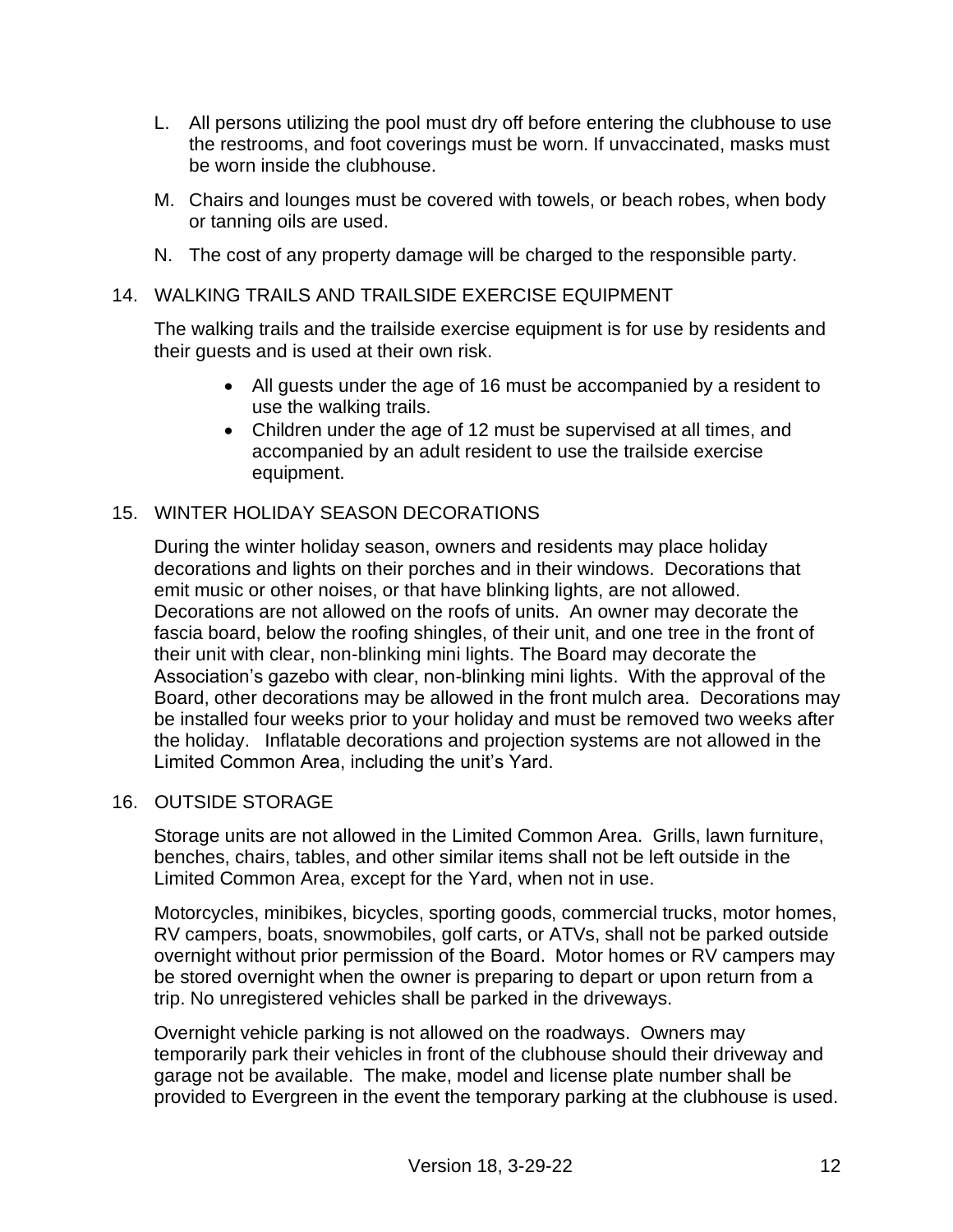L. All persons utilizing the pool must dry off before entering the clubhouse to use the restrooms, and foot coverings must be worn. If unvaccinated, masks must be worn inside the clubhouse.

M. Chairs and lounges must be covered with towels, or beach robes, when body or tanning oils are used.

N. The cost of any property damage will be charged to the responsible party.

## 14. WALKING TRAILS AND TRAILSIDE EXERCISE EQUIPMENT

The walking trails and the trailside exercise equipment is for use by residents and their guests and is used at their own risk.

- All guests under the age of 16 must be accompanied by a resident to use the walking trails.
- Children under the age of 12 must be supervised at all times, and accompanied by an adult resident to use the trailside exercise equipment.

## 15. WINTER HOLIDAY SEASON DECORATIONS

During the winter holiday season, owners and residents may place holiday decorations and lights on their porches and in their windows. Decorations that emit music or other noises, or that have blinking lights, are not allowed. Decorations are not allowed on the roofs of units. An owner may decorate the fascia board, below the roofing shingles, of their unit, and one tree in the front of their unit with clear, non-blinking mini lights. The Board may decorate the Association's gazebo with clear, non-blinking mini lights. With the approval of the Board, other decorations may be allowed in the front mulch area. Decorations may be installed four weeks prior to your holiday and must be removed two weeks after the holiday. Inflatable decorations and projection systems are not allowed in the Limited Common Area, including the unit's Yard.

## 16. OUTSIDE STORAGE

Storage units are not allowed in the Limited Common Area. Grills, lawn furniture, benches, chairs, tables, and other similar items shall not be left outside in the Limited Common Area, except for the Yard, when not in use.

Motorcycles, minibikes, bicycles, sporting goods, commercial trucks, motor homes, RV campers, boats, snowmobiles, golf carts, or ATVs, shall not be parked outside overnight without prior permission of the Board. Motor homes or RV campers may be stored overnight when the owner is preparing to depart or upon return from a trip. No unregistered vehicles shall be parked in the driveways.

Overnight vehicle parking is not allowed on the roadways. Owners may temporarily park their vehicles in front of the clubhouse should their driveway and garage not be available. The make, model and license plate number shall be provided to Evergreen in the event the temporary parking at the clubhouse is used.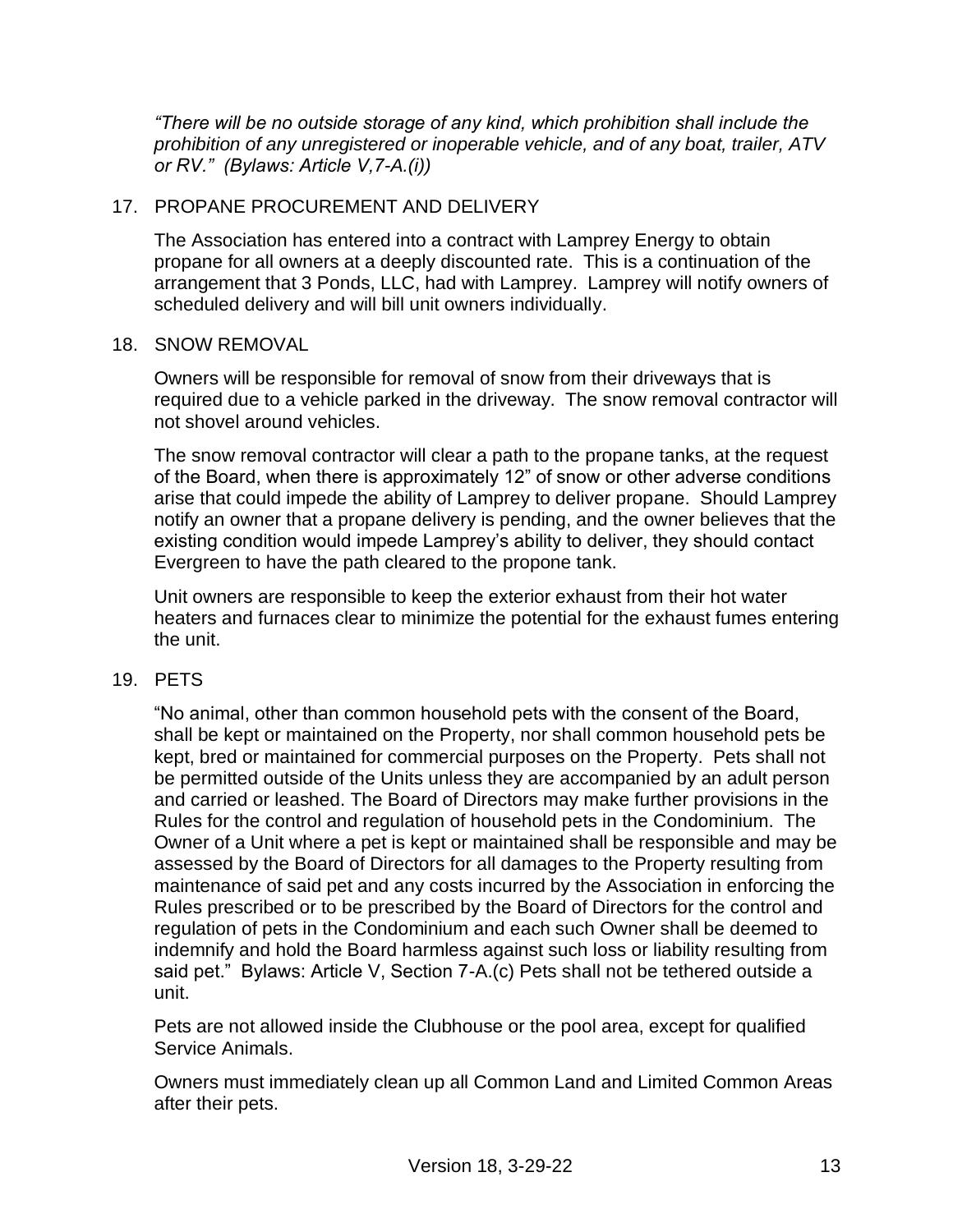*"There will be no outside storage of any kind, which prohibition shall include the prohibition of any unregistered or inoperable vehicle, and of any boat, trailer, ATV or RV." (Bylaws: Article V,7-A.(i))*

## 17. PROPANE PROCUREMENT AND DELIVERY

The Association has entered into a contract with Lamprey Energy to obtain propane for all owners at a deeply discounted rate. This is a continuation of the arrangement that 3 Ponds, LLC, had with Lamprey. Lamprey will notify owners of scheduled delivery and will bill unit owners individually.

## 18. SNOW REMOVAL

Owners will be responsible for removal of snow from their driveways that is required due to a vehicle parked in the driveway. The snow removal contractor will not shovel around vehicles.

The snow removal contractor will clear a path to the propane tanks, at the request of the Board, when there is approximately 12" of snow or other adverse conditions arise that could impede the ability of Lamprey to deliver propane. Should Lamprey notify an owner that a propane delivery is pending, and the owner believes that the existing condition would impede Lamprey's ability to deliver, they should contact Evergreen to have the path cleared to the propone tank.

Unit owners are responsible to keep the exterior exhaust from their hot water heaters and furnaces clear to minimize the potential for the exhaust fumes entering the unit.

## 19. PETS

"No animal, other than common household pets with the consent of the Board, shall be kept or maintained on the Property, nor shall common household pets be kept, bred or maintained for commercial purposes on the Property. Pets shall not be permitted outside of the Units unless they are accompanied by an adult person and carried or leashed. The Board of Directors may make further provisions in the Rules for the control and regulation of household pets in the Condominium. The Owner of a Unit where a pet is kept or maintained shall be responsible and may be assessed by the Board of Directors for all damages to the Property resulting from maintenance of said pet and any costs incurred by the Association in enforcing the Rules prescribed or to be prescribed by the Board of Directors for the control and regulation of pets in the Condominium and each such Owner shall be deemed to indemnify and hold the Board harmless against such loss or liability resulting from said pet." Bylaws: Article V, Section 7-A.(c) Pets shall not be tethered outside a unit.

Pets are not allowed inside the Clubhouse or the pool area, except for qualified Service Animals.

Owners must immediately clean up all Common Land and Limited Common Areas after their pets.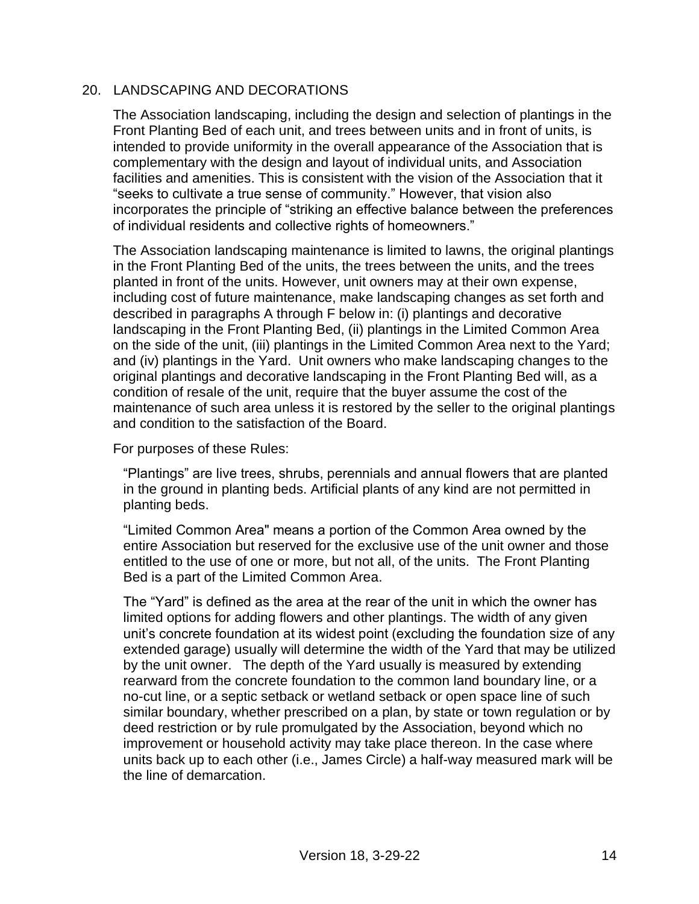## 20. LANDSCAPING AND DECORATIONS

The Association landscaping, including the design and selection of plantings in the Front Planting Bed of each unit, and trees between units and in front of units, is intended to provide uniformity in the overall appearance of the Association that is complementary with the design and layout of individual units, and Association facilities and amenities. This is consistent with the vision of the Association that it "seeks to cultivate a true sense of community." However, that vision also incorporates the principle of "striking an effective balance between the preferences of individual residents and collective rights of homeowners."

The Association landscaping maintenance is limited to lawns, the original plantings in the Front Planting Bed of the units, the trees between the units, and the trees planted in front of the units. However, unit owners may at their own expense, including cost of future maintenance, make landscaping changes as set forth and described in paragraphs A through F below in: (i) plantings and decorative landscaping in the Front Planting Bed, (ii) plantings in the Limited Common Area on the side of the unit, (iii) plantings in the Limited Common Area next to the Yard; and (iv) plantings in the Yard. Unit owners who make landscaping changes to the original plantings and decorative landscaping in the Front Planting Bed will, as a condition of resale of the unit, require that the buyer assume the cost of the maintenance of such area unless it is restored by the seller to the original plantings and condition to the satisfaction of the Board.

For purposes of these Rules:

"Plantings" are live trees, shrubs, perennials and annual flowers that are planted in the ground in planting beds. Artificial plants of any kind are not permitted in planting beds.

"Limited Common Area" means a portion of the Common Area owned by the entire Association but reserved for the exclusive use of the unit owner and those entitled to the use of one or more, but not all, of the units. The Front Planting Bed is a part of the Limited Common Area.

The "Yard" is defined as the area at the rear of the unit in which the owner has limited options for adding flowers and other plantings. The width of any given unit's concrete foundation at its widest point (excluding the foundation size of any extended garage) usually will determine the width of the Yard that may be utilized by the unit owner. The depth of the Yard usually is measured by extending rearward from the concrete foundation to the common land boundary line, or a no-cut line, or a septic setback or wetland setback or open space line of such similar boundary, whether prescribed on a plan, by state or town regulation or by deed restriction or by rule promulgated by the Association, beyond which no improvement or household activity may take place thereon. In the case where units back up to each other (i.e., James Circle) a half-way measured mark will be the line of demarcation.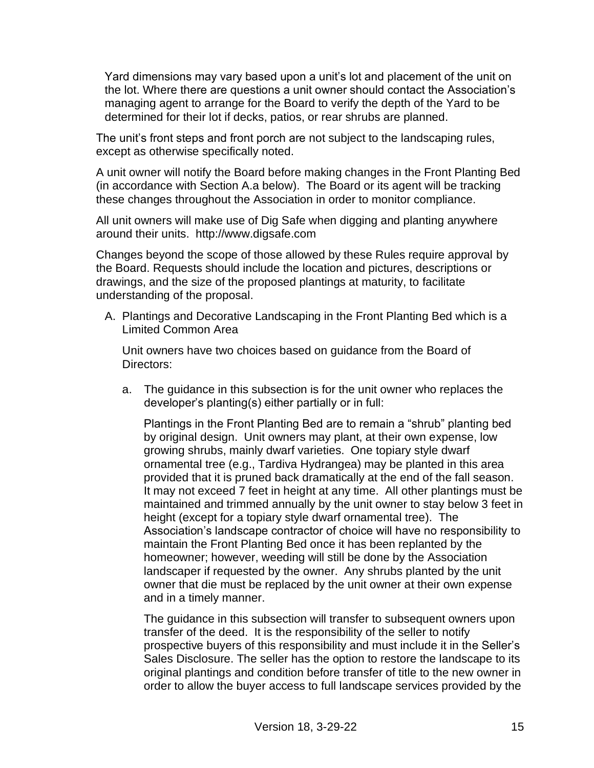Yard dimensions may vary based upon a unit's lot and placement of the unit on the lot. Where there are questions a unit owner should contact the Association's managing agent to arrange for the Board to verify the depth of the Yard to be determined for their lot if decks, patios, or rear shrubs are planned.

The unit's front steps and front porch are not subject to the landscaping rules, except as otherwise specifically noted.

A unit owner will notify the Board before making changes in the Front Planting Bed (in accordance with Section A.a below). The Board or its agent will be tracking these changes throughout the Association in order to monitor compliance.

All unit owners will make use of Dig Safe when digging and planting anywhere around their units. http://www.digsafe.com

Changes beyond the scope of those allowed by these Rules require approval by the Board. Requests should include the location and pictures, descriptions or drawings, and the size of the proposed plantings at maturity, to facilitate understanding of the proposal.

A. Plantings and Decorative Landscaping in the Front Planting Bed which is a Limited Common Area

   Unit owners have two choices based on guidance from the Board of Directors:

   a. The guidance in this subsection is for the unit owner who replaces the developer's planting(s) either partially or in full:

      Plantings in the Front Planting Bed are to remain a "shrub" planting bed by original design. Unit owners may plant, at their own expense, low growing shrubs, mainly dwarf varieties. One topiary style dwarf ornamental tree (e.g., Tardiva Hydrangea) may be planted in this area provided that it is pruned back dramatically at the end of the fall season. It may not exceed 7 feet in height at any time. All other plantings must be maintained and trimmed annually by the unit owner to stay below 3 feet in height (except for a topiary style dwarf ornamental tree). The Association's landscape contractor of choice will have no responsibility to maintain the Front Planting Bed once it has been replanted by the homeowner; however, weeding will still be done by the Association landscaper if requested by the owner. Any shrubs planted by the unit owner that die must be replaced by the unit owner at their own expense and in a timely manner.

      The guidance in this subsection will transfer to subsequent owners upon transfer of the deed. It is the responsibility of the seller to notify prospective buyers of this responsibility and must include it in the Seller's Sales Disclosure. The seller has the option to restore the landscape to its original plantings and condition before transfer of title to the new owner in order to allow the buyer access to full landscape services provided by the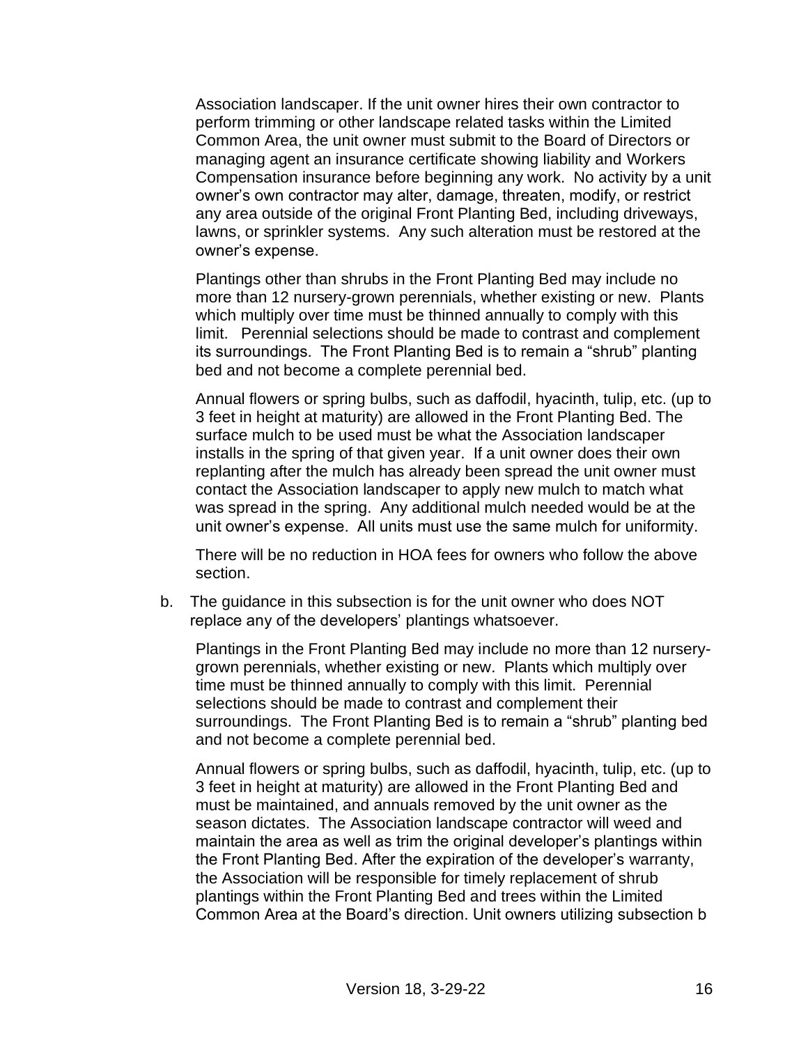Association landscaper. If the unit owner hires their own contractor to perform trimming or other landscape related tasks within the Limited Common Area, the unit owner must submit to the Board of Directors or managing agent an insurance certificate showing liability and Workers Compensation insurance before beginning any work. No activity by a unit owner's own contractor may alter, damage, threaten, modify, or restrict any area outside of the original Front Planting Bed, including driveways, lawns, or sprinkler systems. Any such alteration must be restored at the owner's expense.

Plantings other than shrubs in the Front Planting Bed may include no more than 12 nursery-grown perennials, whether existing or new. Plants which multiply over time must be thinned annually to comply with this limit. Perennial selections should be made to contrast and complement its surroundings. The Front Planting Bed is to remain a "shrub" planting bed and not become a complete perennial bed.

Annual flowers or spring bulbs, such as daffodil, hyacinth, tulip, etc. (up to 3 feet in height at maturity) are allowed in the Front Planting Bed. The surface mulch to be used must be what the Association landscaper installs in the spring of that given year. If a unit owner does their own replanting after the mulch has already been spread the unit owner must contact the Association landscaper to apply new mulch to match what was spread in the spring. Any additional mulch needed would be at the unit owner's expense. All units must use the same mulch for uniformity.

There will be no reduction in HOA fees for owners who follow the above section.

b. The guidance in this subsection is for the unit owner who does NOT replace any of the developers' plantings whatsoever.

Plantings in the Front Planting Bed may include no more than 12 nursery-grown perennials, whether existing or new. Plants which multiply over time must be thinned annually to comply with this limit. Perennial selections should be made to contrast and complement their surroundings. The Front Planting Bed is to remain a "shrub" planting bed and not become a complete perennial bed.

Annual flowers or spring bulbs, such as daffodil, hyacinth, tulip, etc. (up to 3 feet in height at maturity) are allowed in the Front Planting Bed and must be maintained, and annuals removed by the unit owner as the season dictates. The Association landscape contractor will weed and maintain the area as well as trim the original developer's plantings within the Front Planting Bed. After the expiration of the developer's warranty, the Association will be responsible for timely replacement of shrub plantings within the Front Planting Bed and trees within the Limited Common Area at the Board's direction. Unit owners utilizing subsection b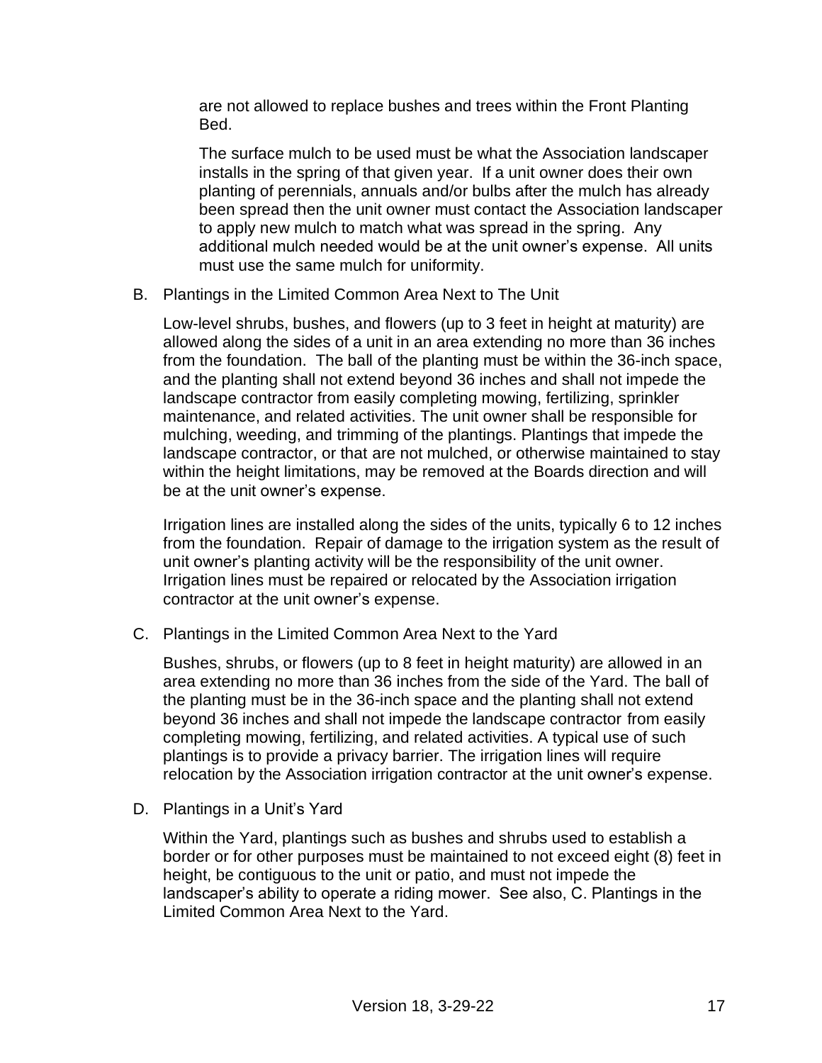are not allowed to replace bushes and trees within the Front Planting Bed.

The surface mulch to be used must be what the Association landscaper installs in the spring of that given year. If a unit owner does their own planting of perennials, annuals and/or bulbs after the mulch has already been spread then the unit owner must contact the Association landscaper to apply new mulch to match what was spread in the spring. Any additional mulch needed would be at the unit owner's expense. All units must use the same mulch for uniformity.

B. Plantings in the Limited Common Area Next to The Unit

Low-level shrubs, bushes, and flowers (up to 3 feet in height at maturity) are allowed along the sides of a unit in an area extending no more than 36 inches from the foundation. The ball of the planting must be within the 36-inch space, and the planting shall not extend beyond 36 inches and shall not impede the landscape contractor from easily completing mowing, fertilizing, sprinkler maintenance, and related activities. The unit owner shall be responsible for mulching, weeding, and trimming of the plantings. Plantings that impede the landscape contractor, or that are not mulched, or otherwise maintained to stay within the height limitations, may be removed at the Boards direction and will be at the unit owner's expense.

Irrigation lines are installed along the sides of the units, typically 6 to 12 inches from the foundation. Repair of damage to the irrigation system as the result of unit owner's planting activity will be the responsibility of the unit owner. Irrigation lines must be repaired or relocated by the Association irrigation contractor at the unit owner's expense.

C. Plantings in the Limited Common Area Next to the Yard

Bushes, shrubs, or flowers (up to 8 feet in height maturity) are allowed in an area extending no more than 36 inches from the side of the Yard. The ball of the planting must be in the 36-inch space and the planting shall not extend beyond 36 inches and shall not impede the landscape contractor from easily completing mowing, fertilizing, and related activities. A typical use of such plantings is to provide a privacy barrier. The irrigation lines will require relocation by the Association irrigation contractor at the unit owner's expense.

D. Plantings in a Unit's Yard

Within the Yard, plantings such as bushes and shrubs used to establish a border or for other purposes must be maintained to not exceed eight (8) feet in height, be contiguous to the unit or patio, and must not impede the landscaper's ability to operate a riding mower. See also, C. Plantings in the Limited Common Area Next to the Yard.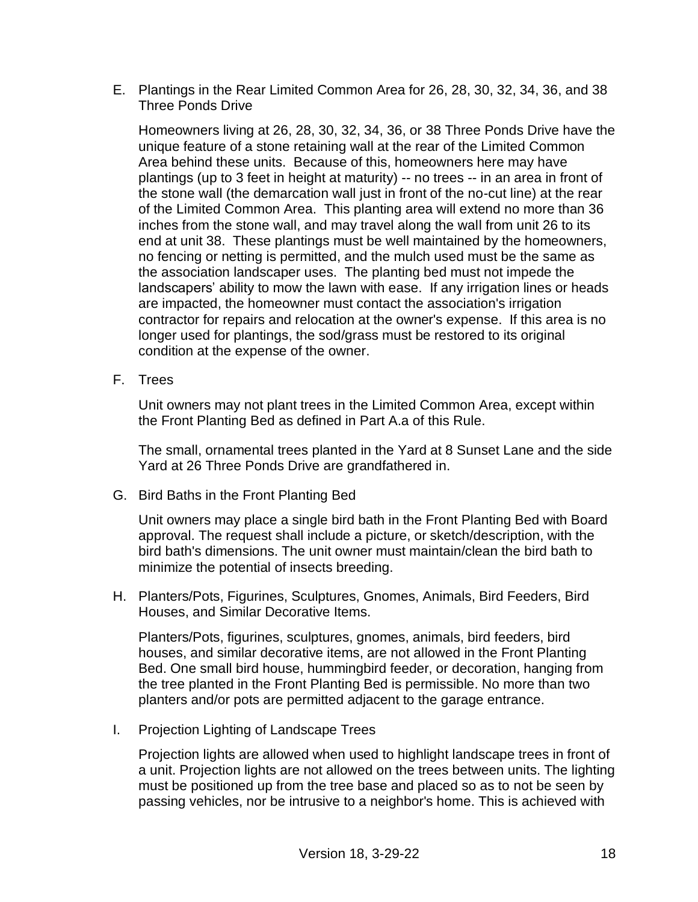E. Plantings in the Rear Limited Common Area for 26, 28, 30, 32, 34, 36, and 38 Three Ponds Drive

Homeowners living at 26, 28, 30, 32, 34, 36, or 38 Three Ponds Drive have the unique feature of a stone retaining wall at the rear of the Limited Common Area behind these units. Because of this, homeowners here may have plantings (up to 3 feet in height at maturity) -- no trees -- in an area in front of the stone wall (the demarcation wall just in front of the no-cut line) at the rear of the Limited Common Area. This planting area will extend no more than 36 inches from the stone wall, and may travel along the wall from unit 26 to its end at unit 38. These plantings must be well maintained by the homeowners, no fencing or netting is permitted, and the mulch used must be the same as the association landscaper uses. The planting bed must not impede the landscapers' ability to mow the lawn with ease. If any irrigation lines or heads are impacted, the homeowner must contact the association's irrigation contractor for repairs and relocation at the owner's expense. If this area is no longer used for plantings, the sod/grass must be restored to its original condition at the expense of the owner.

F. Trees

Unit owners may not plant trees in the Limited Common Area, except within the Front Planting Bed as defined in Part A.a of this Rule.

The small, ornamental trees planted in the Yard at 8 Sunset Lane and the side Yard at 26 Three Ponds Drive are grandfathered in.

G. Bird Baths in the Front Planting Bed

Unit owners may place a single bird bath in the Front Planting Bed with Board approval. The request shall include a picture, or sketch/description, with the bird bath's dimensions. The unit owner must maintain/clean the bird bath to minimize the potential of insects breeding.

H. Planters/Pots, Figurines, Sculptures, Gnomes, Animals, Bird Feeders, Bird Houses, and Similar Decorative Items.

Planters/Pots, figurines, sculptures, gnomes, animals, bird feeders, bird houses, and similar decorative items, are not allowed in the Front Planting Bed. One small bird house, hummingbird feeder, or decoration, hanging from the tree planted in the Front Planting Bed is permissible. No more than two planters and/or pots are permitted adjacent to the garage entrance.

I. Projection Lighting of Landscape Trees

Projection lights are allowed when used to highlight landscape trees in front of a unit. Projection lights are not allowed on the trees between units. The lighting must be positioned up from the tree base and placed so as to not be seen by passing vehicles, nor be intrusive to a neighbor's home. This is achieved with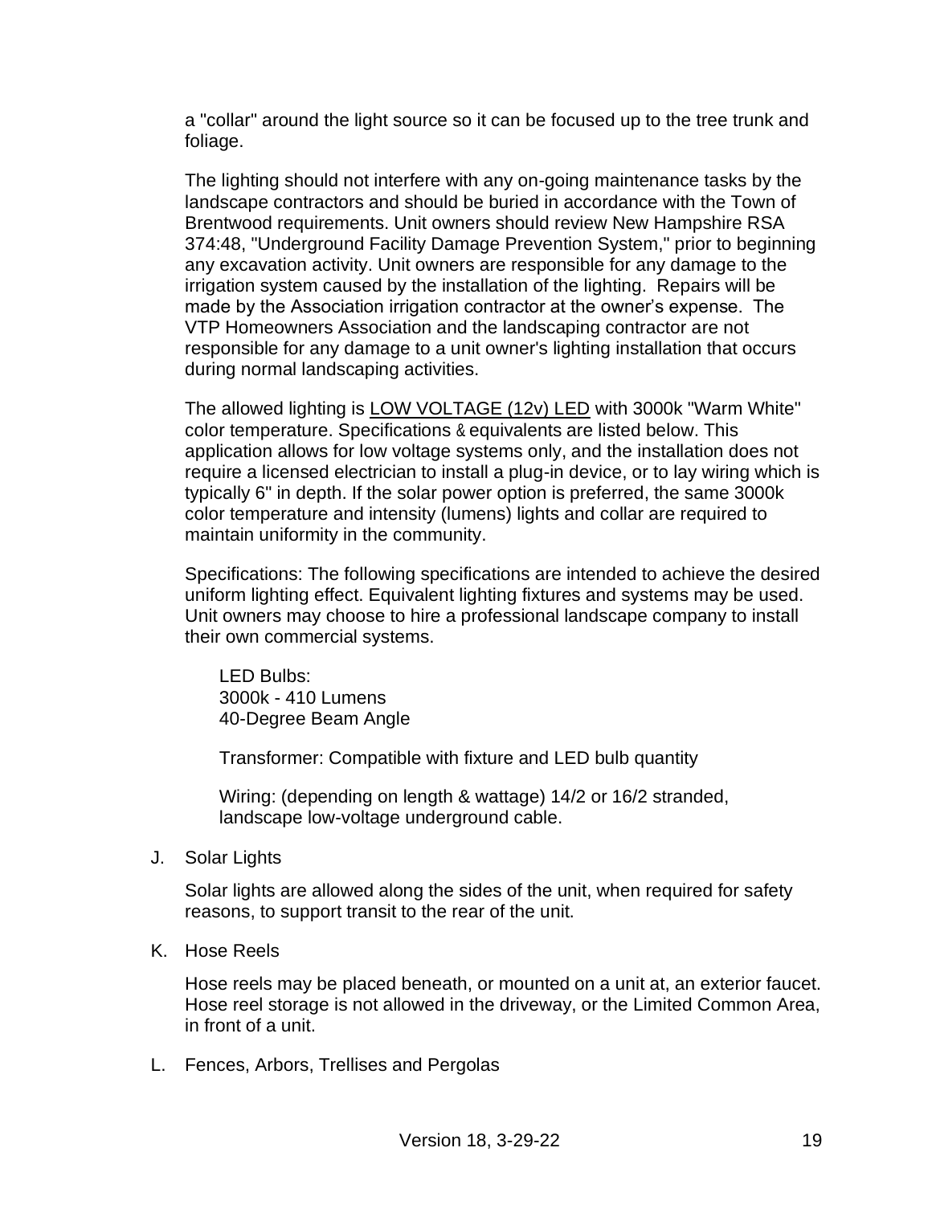a "collar" around the light source so it can be focused up to the tree trunk and foliage.

The lighting should not interfere with any on-going maintenance tasks by the landscape contractors and should be buried in accordance with the Town of Brentwood requirements. Unit owners should review New Hampshire RSA 374:48, "Underground Facility Damage Prevention System," prior to beginning any excavation activity. Unit owners are responsible for any damage to the irrigation system caused by the installation of the lighting. Repairs will be made by the Association irrigation contractor at the owner's expense. The VTP Homeowners Association and the landscaping contractor are not responsible for any damage to a unit owner's lighting installation that occurs during normal landscaping activities.

The allowed lighting is <u>LOW VOLTAGE (12v) LED</u> with 3000k "Warm White" color temperature. Specifications & equivalents are listed below. This application allows for low voltage systems only, and the installation does not require a licensed electrician to install a plug-in device, or to lay wiring which is typically 6" in depth. If the solar power option is preferred, the same 3000k color temperature and intensity (lumens) lights and collar are required to maintain uniformity in the community.

Specifications: The following specifications are intended to achieve the desired uniform lighting effect. Equivalent lighting fixtures and systems may be used. Unit owners may choose to hire a professional landscape company to install their own commercial systems.

LED Bulbs:
3000k - 410 Lumens
40-Degree Beam Angle

Transformer: Compatible with fixture and LED bulb quantity

Wiring: (depending on length & wattage) 14/2 or 16/2 stranded, landscape low-voltage underground cable.

J. Solar Lights

Solar lights are allowed along the sides of the unit, when required for safety reasons, to support transit to the rear of the unit.

K. Hose Reels

Hose reels may be placed beneath, or mounted on a unit at, an exterior faucet. Hose reel storage is not allowed in the driveway, or the Limited Common Area, in front of a unit.

L. Fences, Arbors, Trellises and Pergolas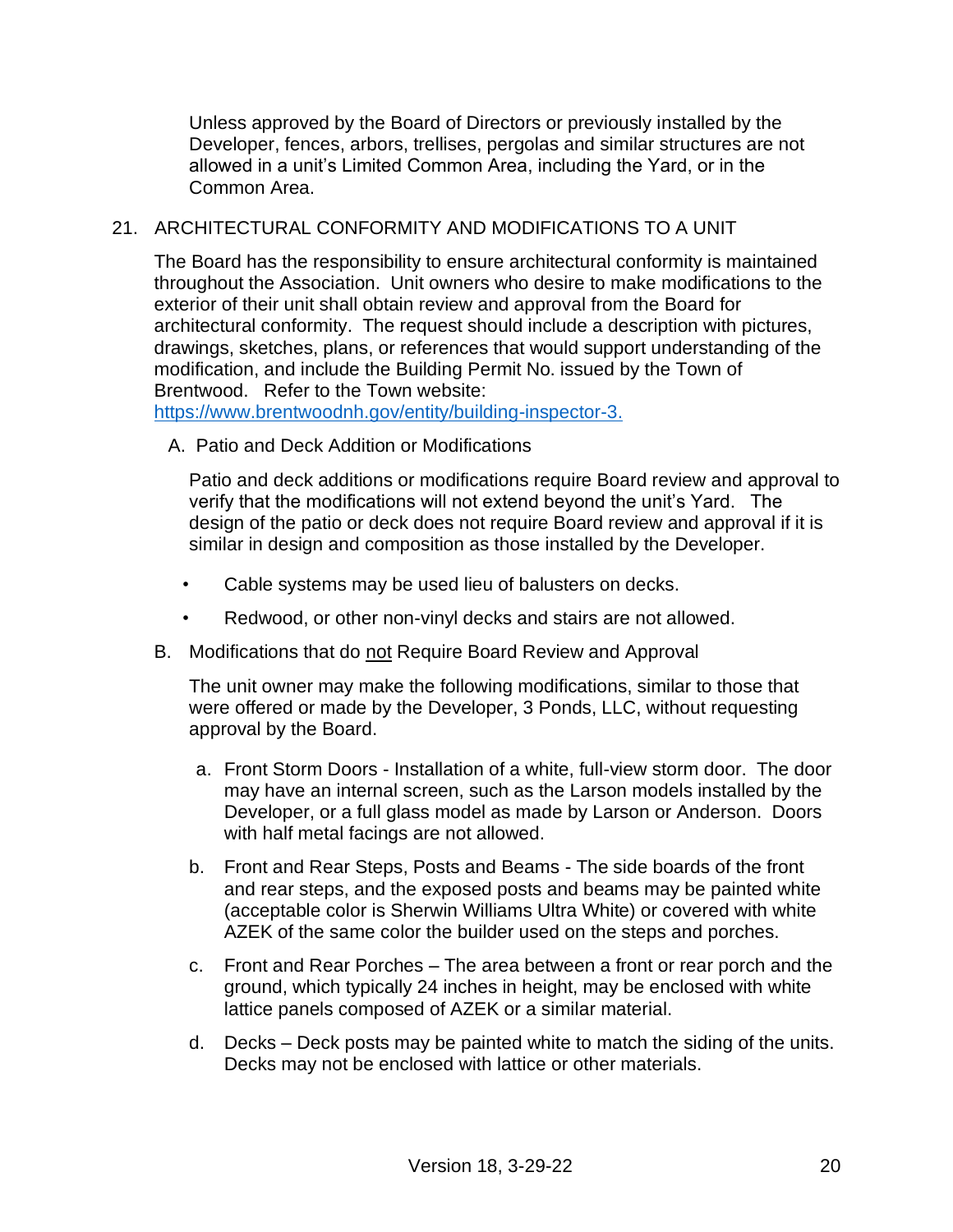Unless approved by the Board of Directors or previously installed by the Developer, fences, arbors, trellises, pergolas and similar structures are not allowed in a unit's Limited Common Area, including the Yard, or in the Common Area.

## 21. ARCHITECTURAL CONFORMITY AND MODIFICATIONS TO A UNIT

The Board has the responsibility to ensure architectural conformity is maintained throughout the Association. Unit owners who desire to make modifications to the exterior of their unit shall obtain review and approval from the Board for architectural conformity. The request should include a description with pictures, drawings, sketches, plans, or references that would support understanding of the modification, and include the Building Permit No. issued by the Town of Brentwood. Refer to the Town website: [https://www.brentwoodnh.gov/entity/building-inspector-3.](https://www.brentwoodnh.gov/entity/building-inspector-3)

### A. Patio and Deck Addition or Modifications

Patio and deck additions or modifications require Board review and approval to verify that the modifications will not extend beyond the unit's Yard. The design of the patio or deck does not require Board review and approval if it is similar in design and composition as those installed by the Developer.

- Cable systems may be used lieu of balusters on decks.
- Redwood, or other non-vinyl decks and stairs are not allowed.

### B. Modifications that do <u>not</u> Require Board Review and Approval

The unit owner may make the following modifications, similar to those that were offered or made by the Developer, 3 Ponds, LLC, without requesting approval by the Board.

a. Front Storm Doors - Installation of a white, full-view storm door. The door may have an internal screen, such as the Larson models installed by the Developer, or a full glass model as made by Larson or Anderson. Doors with half metal facings are not allowed.

b. Front and Rear Steps, Posts and Beams - The side boards of the front and rear steps, and the exposed posts and beams may be painted white (acceptable color is Sherwin Williams Ultra White) or covered with white AZEK of the same color the builder used on the steps and porches.

c. Front and Rear Porches – The area between a front or rear porch and the ground, which typically 24 inches in height, may be enclosed with white lattice panels composed of AZEK or a similar material.

d. Decks – Deck posts may be painted white to match the siding of the units. Decks may not be enclosed with lattice or other materials.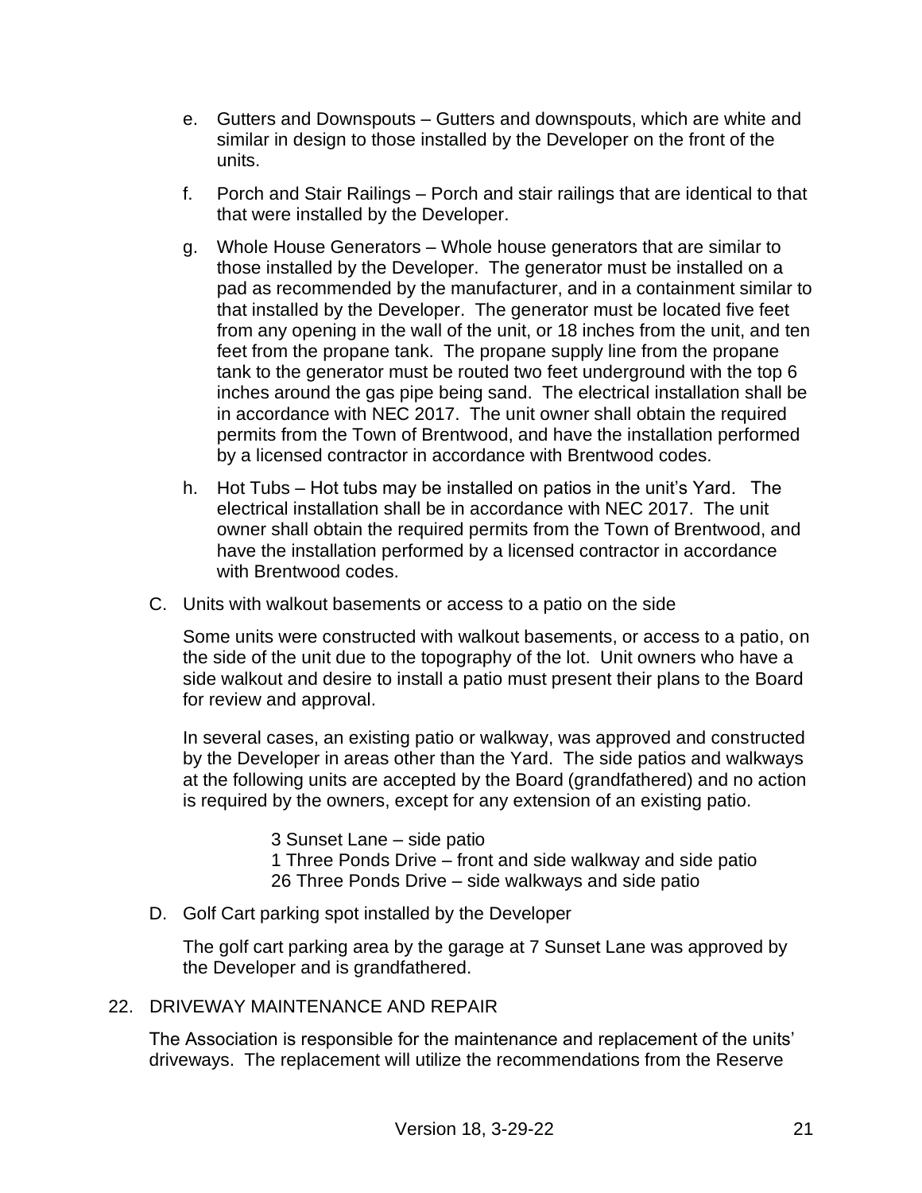e. Gutters and Downspouts – Gutters and downspouts, which are white and similar in design to those installed by the Developer on the front of the units.

f. Porch and Stair Railings – Porch and stair railings that are identical to that that were installed by the Developer.

g. Whole House Generators – Whole house generators that are similar to those installed by the Developer. The generator must be installed on a pad as recommended by the manufacturer, and in a containment similar to that installed by the Developer. The generator must be located five feet from any opening in the wall of the unit, or 18 inches from the unit, and ten feet from the propane tank. The propane supply line from the propane tank to the generator must be routed two feet underground with the top 6 inches around the gas pipe being sand. The electrical installation shall be in accordance with NEC 2017. The unit owner shall obtain the required permits from the Town of Brentwood, and have the installation performed by a licensed contractor in accordance with Brentwood codes.

h. Hot Tubs – Hot tubs may be installed on patios in the unit's Yard. The electrical installation shall be in accordance with NEC 2017. The unit owner shall obtain the required permits from the Town of Brentwood, and have the installation performed by a licensed contractor in accordance with Brentwood codes.

C. Units with walkout basements or access to a patio on the side

Some units were constructed with walkout basements, or access to a patio, on the side of the unit due to the topography of the lot. Unit owners who have a side walkout and desire to install a patio must present their plans to the Board for review and approval.

In several cases, an existing patio or walkway, was approved and constructed by the Developer in areas other than the Yard. The side patios and walkways at the following units are accepted by the Board (grandfathered) and no action is required by the owners, except for any extension of an existing patio.

3 Sunset Lane – side patio
1 Three Ponds Drive – front and side walkway and side patio
26 Three Ponds Drive – side walkways and side patio

D. Golf Cart parking spot installed by the Developer

The golf cart parking area by the garage at 7 Sunset Lane was approved by the Developer and is grandfathered.

22. DRIVEWAY MAINTENANCE AND REPAIR

The Association is responsible for the maintenance and replacement of the units' driveways. The replacement will utilize the recommendations from the Reserve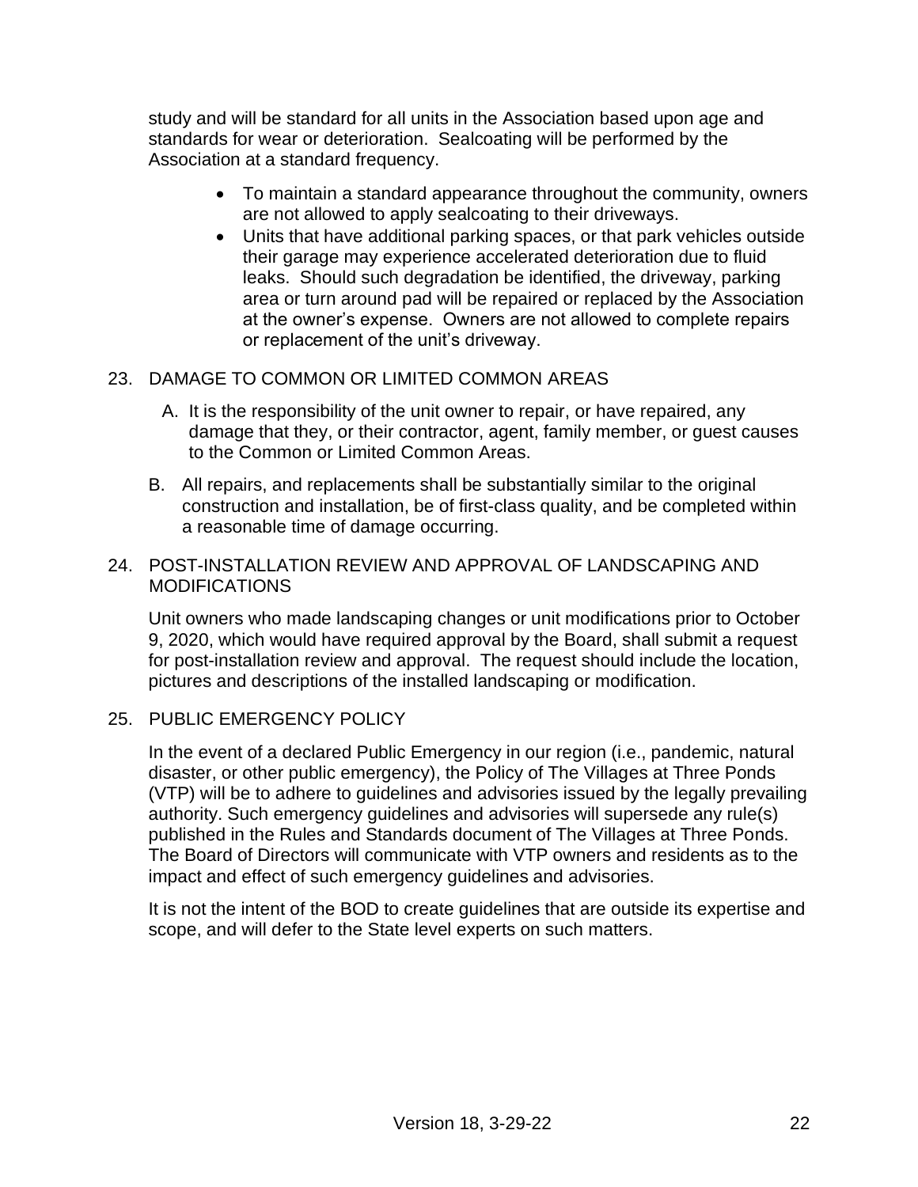study and will be standard for all units in the Association based upon age and standards for wear or deterioration. Sealcoating will be performed by the Association at a standard frequency.

- To maintain a standard appearance throughout the community, owners are not allowed to apply sealcoating to their driveways.
- Units that have additional parking spaces, or that park vehicles outside their garage may experience accelerated deterioration due to fluid leaks. Should such degradation be identified, the driveway, parking area or turn around pad will be repaired or replaced by the Association at the owner's expense. Owners are not allowed to complete repairs or replacement of the unit's driveway.

23. DAMAGE TO COMMON OR LIMITED COMMON AREAS

    A. It is the responsibility of the unit owner to repair, or have repaired, any damage that they, or their contractor, agent, family member, or guest causes to the Common or Limited Common Areas.

    B. All repairs, and replacements shall be substantially similar to the original construction and installation, be of first-class quality, and be completed within a reasonable time of damage occurring.

24. POST-INSTALLATION REVIEW AND APPROVAL OF LANDSCAPING AND MODIFICATIONS

    Unit owners who made landscaping changes or unit modifications prior to October 9, 2020, which would have required approval by the Board, shall submit a request for post-installation review and approval. The request should include the location, pictures and descriptions of the installed landscaping or modification.

25. PUBLIC EMERGENCY POLICY

    In the event of a declared Public Emergency in our region (i.e., pandemic, natural disaster, or other public emergency), the Policy of The Villages at Three Ponds (VTP) will be to adhere to guidelines and advisories issued by the legally prevailing authority. Such emergency guidelines and advisories will supersede any rule(s) published in the Rules and Standards document of The Villages at Three Ponds. The Board of Directors will communicate with VTP owners and residents as to the impact and effect of such emergency guidelines and advisories.

    It is not the intent of the BOD to create guidelines that are outside its expertise and scope, and will defer to the State level experts on such matters.